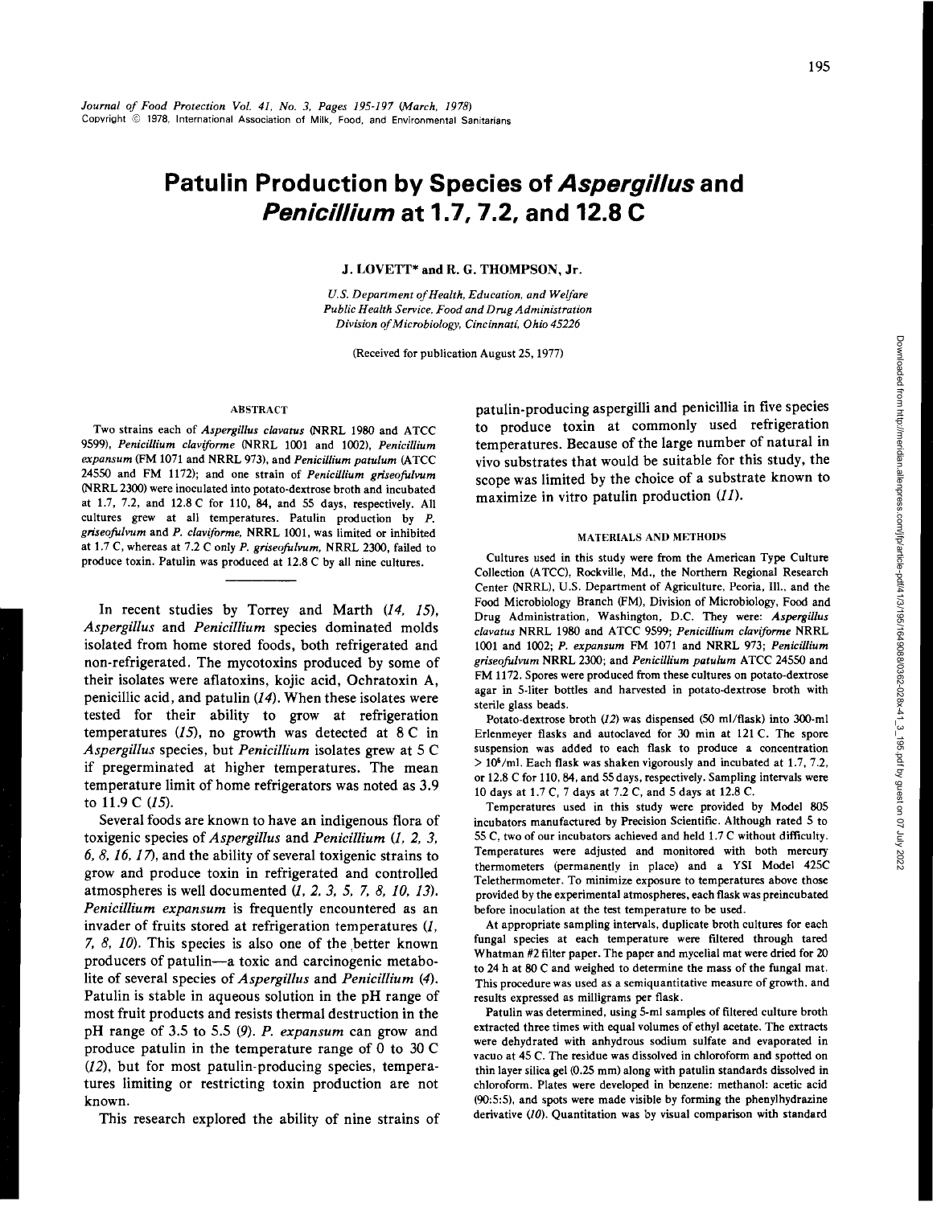*Journal of Food Protection Vol. 41, No. 3, Pages 195-197 (March, 1978)*
Copyright © 1978, International Association of Milk, Food, and Environmental Sanitarians

# Patulin Production by Species of *Aspergillus* and *Penicillium* at 1.7, 7.2, and 12.8 C

**J. LOVETT\* and R. G. THOMPSON, Jr.**

*U.S. Department of Health, Education, and Welfare*
*Public Health Service, Food and Drug Administration*
*Division of Microbiology, Cincinnati, Ohio 45226*

(Received for publication August 25, 1977)

## ABSTRACT

Two strains each of *Aspergillus clavatus* (NRRL 1980 and ATCC 9599), *Penicillium claviforme* (NRRL 1001 and 1002), *Penicillium expansum* (FM 1071 and NRRL 973), and *Penicillium patulum* (ATCC 24550 and FM 1172); and one strain of *Penicillium griseofulvum* (NRRL 2300) were inoculated into potato-dextrose broth and incubated at 1.7, 7.2, and 12.8 C for 110, 84, and 55 days, respectively. All cultures grew at all temperatures. Patulin production by *P. griseofulvum* and *P. claviforme*, NRRL 1001, was limited or inhibited at 1.7 C, whereas at 7.2 C only *P. griseofulvum*, NRRL 2300, failed to produce toxin. Patulin was produced at 12.8 C by all nine cultures.

In recent studies by Torrey and Marth (*14, 15*), *Aspergillus* and *Penicillium* species dominated molds isolated from home stored foods, both refrigerated and non-refrigerated. The mycotoxins produced by some of their isolates were aflatoxins, kojic acid, Ochratoxin A, penicillic acid, and patulin (*14*). When these isolates were tested for their ability to grow at refrigeration temperatures (*15*), no growth was detected at 8 C in *Aspergillus* species, but *Penicillium* isolates grew at 5 C if pregerminated at higher temperatures. The mean temperature limit of home refrigerators was noted as 3.9 to 11.9 C (*15*).

Several foods are known to have an indigenous flora of toxigenic species of *Aspergillus* and *Penicillium* (*1, 2, 3, 6, 8, 16, 17*), and the ability of several toxigenic strains to grow and produce toxin in refrigerated and controlled atmospheres is well documented (*1, 2, 3, 5, 7, 8, 10, 13*). *Penicillium expansum* is frequently encountered as an invader of fruits stored at refrigeration temperatures (*1, 7, 8, 10*). This species is also one of the better known producers of patulin—a toxic and carcinogenic metabolite of several species of *Aspergillus* and *Penicillium* (*4*). Patulin is stable in aqueous solution in the pH range of most fruit products and resists thermal destruction in the pH range of 3.5 to 5.5 (*9*). *P. expansum* can grow and produce patulin in the temperature range of 0 to 30 C (*12*), but for most patulin-producing species, temperatures limiting or restricting toxin production are not known.

This research explored the ability of nine strains of patulin-producing aspergilli and penicillia in five species to produce toxin at commonly used refrigeration temperatures. Because of the large number of natural in vivo substrates that would be suitable for this study, the scope was limited by the choice of a substrate known to maximize in vitro patulin production (*11*).

## MATERIALS AND METHODS

Cultures used in this study were from the American Type Culture Collection (ATCC), Rockville, Md., the Northern Regional Research Center (NRRL), U.S. Department of Agriculture, Peoria, Ill., and the Food Microbiology Branch (FM), Division of Microbiology, Food and Drug Administration, Washington, D.C. They were: *Aspergillus clavatus* NRRL 1980 and ATCC 9599; *Penicillium claviforme* NRRL 1001 and 1002; *P. expansum* FM 1071 and NRRL 973; *Penicillium griseofulvum* NRRL 2300; and *Penicillium patulum* ATCC 24550 and FM 1172. Spores were produced from these cultures on potato-dextrose agar in 5-liter bottles and harvested in potato-dextrose broth with sterile glass beads.

Potato-dextrose broth (*12*) was dispensed (50 ml/flask) into 300-ml Erlenmeyer flasks and autoclaved for 30 min at 121 C. The spore suspension was added to each flask to produce a concentration $> 10^6$/ml. Each flask was shaken vigorously and incubated at 1.7, 7.2, or 12.8 C for 110, 84, and 55 days, respectively. Sampling intervals were 10 days at 1.7 C, 7 days at 7.2 C, and 5 days at 12.8 C.

Temperatures used in this study were provided by Model 805 incubators manufactured by Precision Scientific. Although rated 5 to 55 C, two of our incubators achieved and held 1.7 C without difficulty. Temperatures were adjusted and monitored with both mercury thermometers (permanently in place) and a YSI Model 425C Telethermometer. To minimize exposure to temperatures above those provided by the experimental atmospheres, each flask was preincubated before inoculation at the test temperature to be used.

At appropriate sampling intervals, duplicate broth cultures for each fungal species at each temperature were filtered through tared Whatman #2 filter paper. The paper and mycelial mat were dried for 20 to 24 h at 80 C and weighed to determine the mass of the fungal mat. This procedure was used as a semiquantitative measure of growth, and results expressed as milligrams per flask.

Patulin was determined, using 5-ml samples of filtered culture broth extracted three times with equal volumes of ethyl acetate. The extracts were dehydrated with anhydrous sodium sulfate and evaporated in vacuo at 45 C. The residue was dissolved in chloroform and spotted on thin layer silica gel (0.25 mm) along with patulin standards dissolved in chloroform. Plates were developed in benzene: methanol: acetic acid (90:5:5), and spots were made visible by forming the phenylhydrazine derivative (*10*). Quantitation was by visual comparison with standard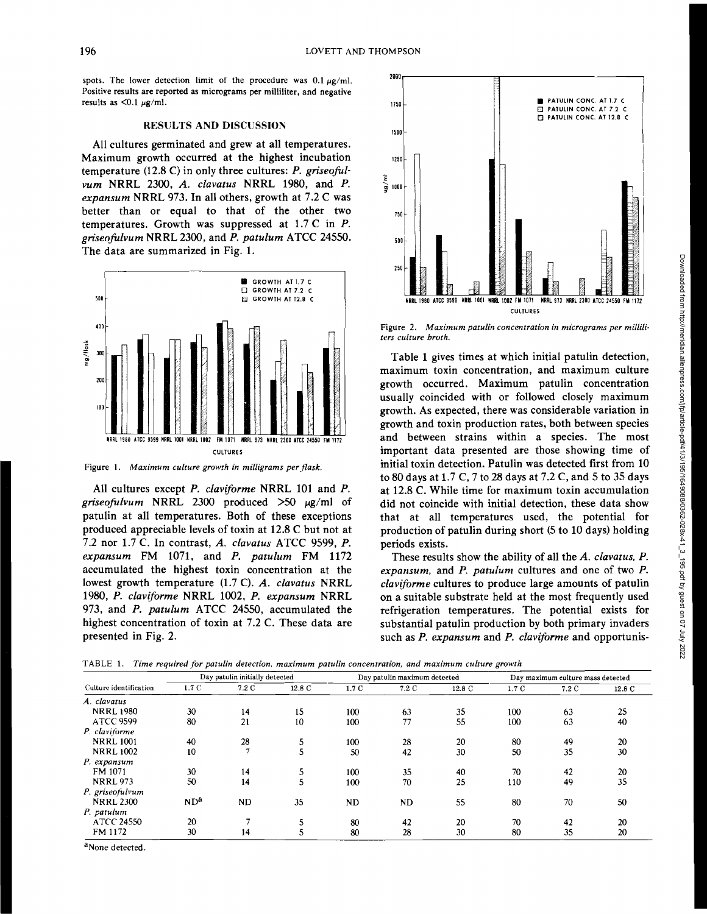spots. The lower detection limit of the procedure was 0.1 μg/ml. Positive results are reported as micrograms per milliliter, and negative results as <0.1 μg/ml.

## RESULTS AND DISCUSSION

All cultures germinated and grew at all temperatures. Maximum growth occurred at the highest incubation temperature (12.8 C) in only three cultures: *P. griseofulvum* NRRL 2300, *A. clavatus* NRRL 1980, and *P. expansum* NRRL 973. In all others, growth at 7.2 C was better than or equal to that of the other two temperatures. Growth was suppressed at 1.7 C in *P. griseofulvum* NRRL 2300, and *P. patulum* ATCC 24550. The data are summarized in Fig. 1.

Figure 1. *Maximum culture growth in milligrams per flask.*

All cultures except *P. claviforme* NRRL 101 and *P. griseofulvum* NRRL 2300 produced >50 μg/ml of patulin at all temperatures. Both of these exceptions produced appreciable levels of toxin at 12.8 C but not at 7.2 nor 1.7 C. In contrast, *A. clavatus* ATCC 9599, *P. expansum* FM 1071, and *P. patulum* FM 1172 accumulated the highest toxin concentration at the lowest growth temperature (1.7 C). *A. clavatus* NRRL 1980, *P. claviforme* NRRL 1002, *P. expansum* NRRL 973, and *P. patulum* ATCC 24550, accumulated the highest concentration of toxin at 7.2 C. These data are presented in Fig. 2.

Figure 2. *Maximum patulin concentration in micrograms per milliliters culture broth.*

Table 1 gives times at which initial patulin detection, maximum toxin concentration, and maximum culture growth occurred. Maximum patulin concentration usually coincided with or followed closely maximum growth. As expected, there was considerable variation in growth and toxin production rates, both between species and between strains within a species. The most important data presented are those showing time of initial toxin detection. Patulin was detected first from 10 to 80 days at 1.7 C, 7 to 28 days at 7.2 C, and 5 to 35 days at 12.8 C. While time for maximum toxin accumulation did not coincide with initial detection, these data show that at all temperatures used, the potential for production of patulin during short (5 to 10 days) holding periods exists.

These results show the ability of all the *A. clavatus*, *P. expansum*, and *P. patulum* cultures and one of two *P. claviforme* cultures to produce large amounts of patulin on a suitable substrate held at the most frequently used refrigeration temperatures. The potential exists for substantial patulin production by both primary invaders such as *P. expansum* and *P. claviforme* and opportunis-

TABLE 1. *Time required for patulin detection, maximum patulin concentration, and maximum culture growth*

| Culture identification | Day patulin initially detected | | | Day patulin maximum detected | | | Day maximum culture mass detected | | |
|---|---|---|---|---|---|---|---|---|---|
| | 1.7 C | 7.2 C | 12.8 C | 1.7 C | 7.2 C | 12.8 C | 1.7 C | 7.2 C | 12.8 C |
| *A. clavatus* | | | | | | | | | |
| NRRL 1980 | 30 | 14 | 15 | 100 | 63 | 35 | 100 | 63 | 25 |
| ATCC 9599 | 80 | 21 | 10 | 100 | 77 | 55 | 100 | 63 | 40 |
| *P. claviforme* | | | | | | | | | |
| NRRL 1001 | 40 | 28 | 5 | 100 | 28 | 20 | 80 | 49 | 20 |
| NRRL 1002 | 10 | 7 | 5 | 50 | 42 | 30 | 50 | 35 | 30 |
| *P. expansum* | | | | | | | | | |
| FM 1071 | 30 | 14 | 5 | 100 | 35 | 40 | 70 | 42 | 20 |
| NRRL 973 | 50 | 14 | 5 | 100 | 70 | 25 | 110 | 49 | 35 |
| *P. griseofulvum* | | | | | | | | | |
| NRRL 2300 | ND[a] | ND | 35 | ND | ND | 55 | 80 | 70 | 50 |
| *P. patulum* | | | | | | | | | |
| ATCC 24550 | 20 | 7 | 5 | 80 | 42 | 20 | 70 | 42 | 20 |
| FM 1172 | 30 | 14 | 5 | 80 | 28 | 30 | 80 | 35 | 20 |

[a]None detected.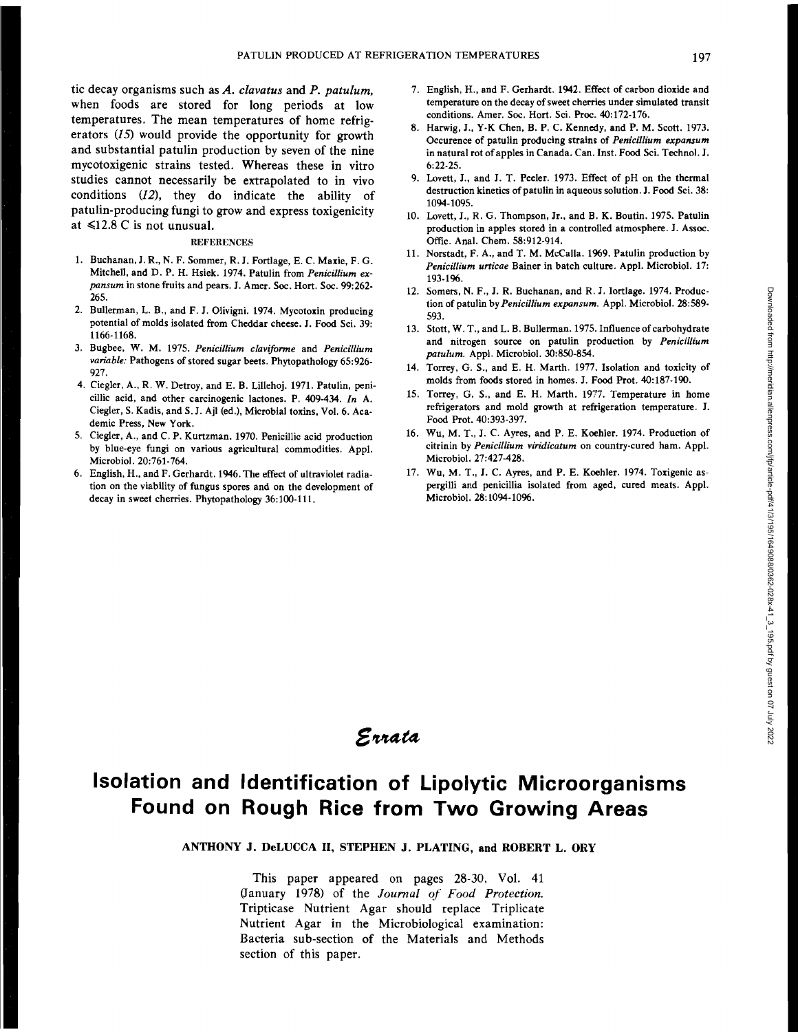tic decay organisms such as *A. clavatus* and *P. patulum*, when foods are stored for long periods at low temperatures. The mean temperatures of home refrigerators (*15*) would provide the opportunity for growth and substantial patulin production by seven of the nine mycotoxigenic strains tested. Whereas these in vitro studies cannot necessarily be extrapolated to in vivo conditions (*12*), they do indicate the ability of patulin-producing fungi to grow and express toxigenicity at ≤12.8 C is not unusual.

## REFERENCES

1. Buchanan, J. R., N. F. Sommer, R. J. Fortlage, E. C. Maxie, F. G. Mitchell, and D. P. H. Hsiek. 1974. Patulin from *Penicillium expansum* in stone fruits and pears. J. Amer. Soc. Hort. Soc. 99:262-265.
2. Bullerman, L. B., and F. J. Olivigni. 1974. Mycotoxin producing potential of molds isolated from Cheddar cheese. J. Food Sci. 39: 1166-1168.
3. Bugbee, W. M. 1975. *Penicillium claviforme* and *Penicillium variable:* Pathogens of stored sugar beets. Phytopathology 65:926-927.
4. Ciegler, A., R. W. Detroy, and E. B. Lillehoj. 1971. Patulin, penicillic acid, and other carcinogenic lactones. P. 409-434. *In* A. Ciegler, S. Kadis, and S. J. Ajl (ed.), Microbial toxins, Vol. 6. Academic Press, New York.
5. Ciegler, A., and C. P. Kurtzman. 1970. Penicillic acid production by blue-eye fungi on various agricultural commodities. Appl. Microbiol. 20:761-764.
6. English, H., and F. Gerhardt. 1946. The effect of ultraviolet radiation on the viability of fungus spores and on the development of decay in sweet cherries. Phytopathology 36:100-111.
7. English, H., and F. Gerhardt. 1942. Effect of carbon dioxide and temperature on the decay of sweet cherries under simulated transit conditions. Amer. Soc. Hort. Sci. Proc. 40:172-176.
8. Harwig, J., Y-K Chen, B. P. C. Kennedy, and P. M. Scott. 1973. Occurence of patulin producing strains of *Penicillium expansum* in natural rot of apples in Canada. Can. Inst. Food Sci. Technol. J. 6:22-25.
9. Lovett, J., and J. T. Peeler. 1973. Effect of pH on the thermal destruction kinetics of patulin in aqueous solution. J. Food Sci. 38: 1094-1095.
10. Lovett, J., R. G. Thompson, Jr., and B. K. Boutin. 1975. Patulin production in apples stored in a controlled atmosphere. J. Assoc. Offic. Anal. Chem. 58:912-914.
11. Norstadt, F. A., and T. M. McCalla. 1969. Patulin production by *Penicillium urticae* Bainer in batch culture. Appl. Microbiol. 17: 193-196.
12. Somers, N. F., J. R. Buchanan, and R. J. Iortlage. 1974. Production of patulin by *Penicillium expansum*. Appl. Microbiol. 28:589-593.
13. Stott, W. T., and L. B. Bullerman. 1975. Influence of carbohydrate and nitrogen source on patulin production by *Penicillium patulum*. Appl. Microbiol. 30:850-854.
14. Torrey, G. S., and E. H. Marth. 1977. Isolation and toxicity of molds from foods stored in homes. J. Food Prot. 40:187-190.
15. Torrey, G. S., and E. H. Marth. 1977. Temperature in home refrigerators and mold growth at refrigeration temperature. J. Food Prot. 40:393-397.
16. Wu, M. T., J. C. Ayres, and P. E. Koehler. 1974. Production of citrinin by *Penicillium viridicatum* on country-cured ham. Appl. Microbiol. 27:427-428.
17. Wu, M. T., J. C. Ayres, and P. E. Koehler. 1974. Toxigenic aspergilli and penicillia isolated from aged, cured meats. Appl. Microbiol. 28:1094-1096.

## *Errata*

# Isolation and Identification of Lipolytic Microorganisms Found on Rough Rice from Two Growing Areas

**ANTHONY J. DeLUCCA II, STEPHEN J. PLATING, and ROBERT L. ORY**

This paper appeared on pages 28-30, Vol. 41 (January 1978) of the *Journal of Food Protection.* Tripticase Nutrient Agar should replace Triplicate Nutrient Agar in the Microbiological examination: Bacteria sub-section of the Materials and Methods section of this paper.